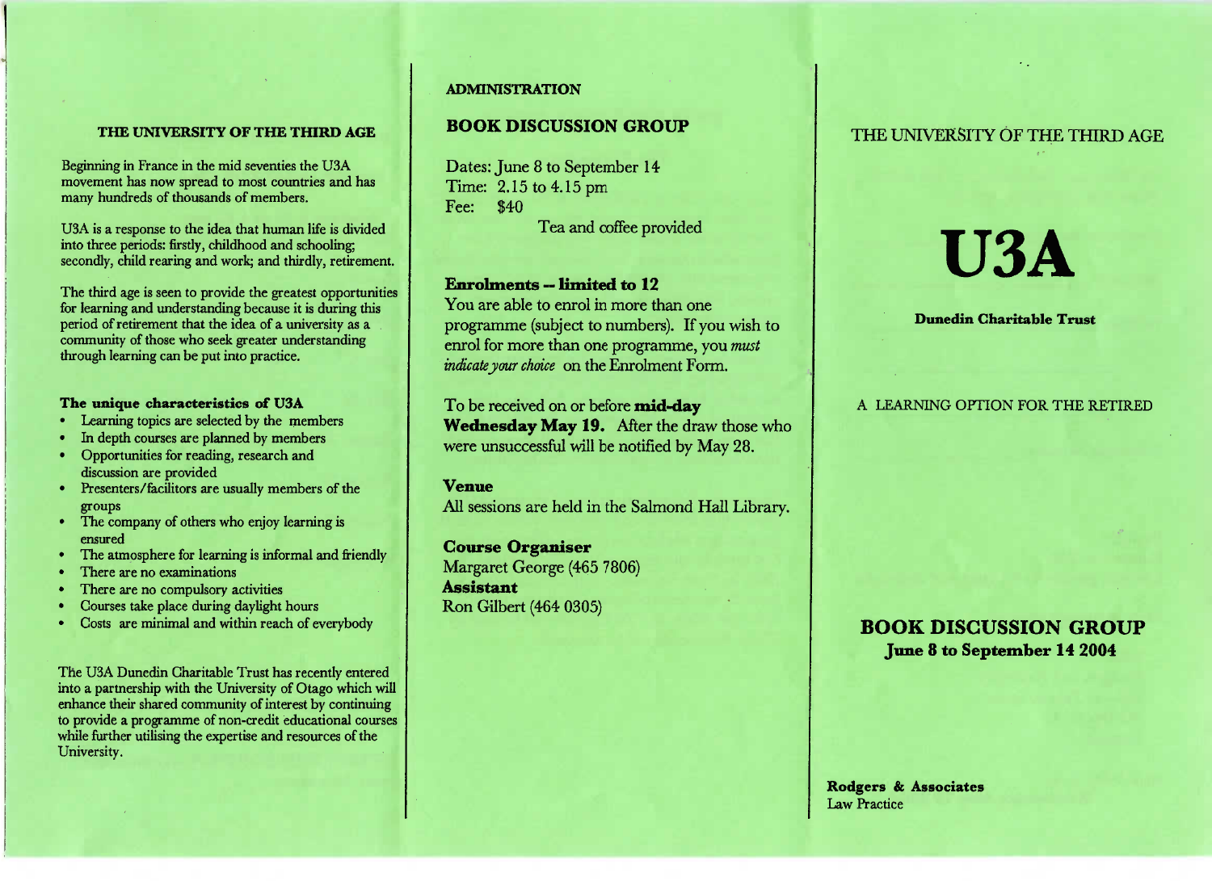## THE UNIVERSITY OF THE THIRD AGE

Beginning in France in the mid seventies the U3A movement has now spread to most countries and has many hundreds of thousands of members.

U3A is a response to the idea that human life is divided into three periods: firstly, childhood and schooling; secondly, child rearing and work; and thirdly, retirement.

The third age is seen to provide the greatest opportunities for learning and understanding because it is during this period of retirement that the idea of a university as a community of those who seek greater understanding through learning can be put into practice.

### The unique characteristics of U3A

- Learning topics are selected by the members
- In depth courses are planned by members
- Opportunities for reading, research and discussion are provided
- Presenters/facilitors are usually members of the groups
- The company of others who enjoy learning is ensured
- The atmosphere for learning is informal and friendly
- There are no examinations
- There are no compulsory activities
- Courses take place during daylight hours
- Costs are minimal and within reach of everybody

The U3A Dunedin Charitable Trust has recently entered into a partnership with the University of Otago which will enhance their shared community of interest by continuing to provide a programme of non-credit educational courses while further utilising the expertise and resources of the University.

## ADMINISTRATION

### BOOK DISCUSSION GROUP

Dates: June 8 to September 14
Time: 2.15 to 4.15 pm
Fee: $40

Tea and coffee provided

**Enrolments -- limited to 12**

You are able to enrol in more than one programme (subject to numbers). If you wish to enrol for more than one programme, you *must indicate your choice* on the Enrolment Form.

To be received on or before **mid-day Wednesday May 19.** After the draw those who were unsuccessful will be notified by May 28.

**Venue**

All sessions are held in the Salmond Hall Library.

**Course Organiser**
Margaret George (465 7806)
**Assistant**
Ron Gilbert (464 0305)

THE UNIVERSITY OF THE THIRD AGE

# U3A

**Dunedin Charitable Trust**

A LEARNING OPTION FOR THE RETIRED

## BOOK DISCUSSION GROUP

**June 8 to September 14 2004**

**Rodgers & Associates**
Law Practice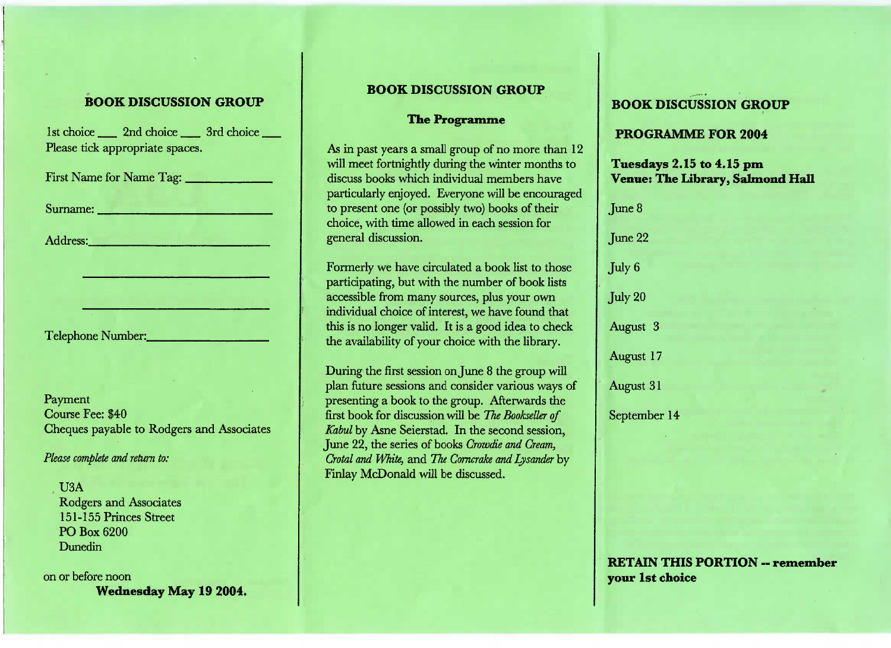## BOOK DISCUSSION GROUP

1st choice \_\_\_ 2nd choice \_\_\_ 3rd choice \_\_\_
Please tick appropriate spaces.

First Name for Name Tag: \_\_\_\_\_\_\_\_\_\_\_\_

Surname: \_\_\_\_\_\_\_\_\_\_\_\_\_\_\_\_\_\_\_\_

Address: \_\_\_\_\_\_\_\_\_\_\_\_\_\_\_\_\_\_\_\_

\_\_\_\_\_\_\_\_\_\_\_\_\_\_\_\_\_\_\_\_

\_\_\_\_\_\_\_\_\_\_\_\_\_\_\_\_\_\_\_\_

Telephone Number: \_\_\_\_\_\_\_\_\_\_\_\_\_\_\_\_

Payment
Course Fee: $40
Cheques payable to Rodgers and Associates

*Please complete and return to:*

U3A
Rodgers and Associates
151-155 Princes Street
PO Box 6200
Dunedin

on or before noon
**Wednesday May 19 2004.**

## BOOK DISCUSSION GROUP

### The Programme

As in past years a small group of no more than 12 will meet fortnightly during the winter months to discuss books which individual members have particularly enjoyed. Everyone will be encouraged to present one (or possibly two) books of their choice, with time allowed in each session for general discussion.

Formerly we have circulated a book list to those participating, but with the number of book lists accessible from many sources, plus your own individual choice of interest, we have found that this is no longer valid. It is a good idea to check the availability of your choice with the library.

During the first session on June 8 the group will plan future sessions and consider various ways of presenting a book to the group. Afterwards the first book for discussion will be *The Bookseller of Kabul* by Asne Seierstad. In the second session, June 22, the series of books *Crowdie and Cream, Crotal and White,* and *The Corncrake and Lysander* by Finlay McDonald will be discussed.

## BOOK DISCUSSION GROUP

### PROGRAMME FOR 2004

**Tuesdays 2.15 to 4.15 pm**
**Venue: The Library, Salmond Hall**

June 8

June 22

July 6

July 20

August 3

August 17

August 31

September 14

**RETAIN THIS PORTION -- remember your 1st choice**